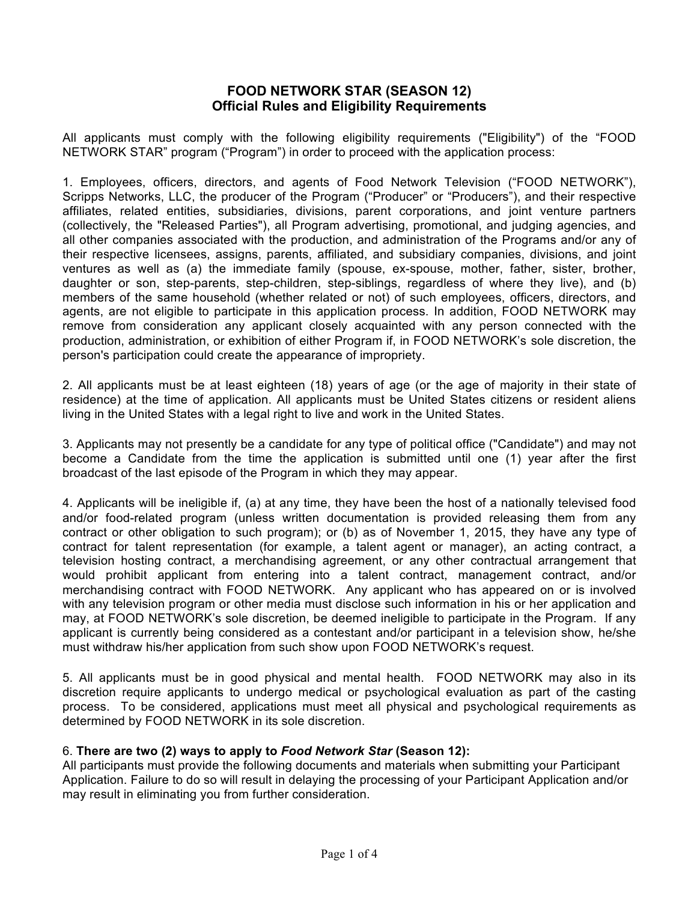# FOOD NETWORK STAR (SEASON 12)
## Official Rules and Eligibility Requirements

All applicants must comply with the following eligibility requirements ("Eligibility") of the "FOOD NETWORK STAR" program ("Program") in order to proceed with the application process:

1. Employees, officers, directors, and agents of Food Network Television ("FOOD NETWORK"), Scripps Networks, LLC, the producer of the Program ("Producer" or "Producers"), and their respective affiliates, related entities, subsidiaries, divisions, parent corporations, and joint venture partners (collectively, the "Released Parties"), all Program advertising, promotional, and judging agencies, and all other companies associated with the production, and administration of the Programs and/or any of their respective licensees, assigns, parents, affiliated, and subsidiary companies, divisions, and joint ventures as well as (a) the immediate family (spouse, ex-spouse, mother, father, sister, brother, daughter or son, step-parents, step-children, step-siblings, regardless of where they live), and (b) members of the same household (whether related or not) of such employees, officers, directors, and agents, are not eligible to participate in this application process. In addition, FOOD NETWORK may remove from consideration any applicant closely acquainted with any person connected with the production, administration, or exhibition of either Program if, in FOOD NETWORK's sole discretion, the person's participation could create the appearance of impropriety.

2. All applicants must be at least eighteen (18) years of age (or the age of majority in their state of residence) at the time of application. All applicants must be United States citizens or resident aliens living in the United States with a legal right to live and work in the United States.

3. Applicants may not presently be a candidate for any type of political office ("Candidate") and may not become a Candidate from the time the application is submitted until one (1) year after the first broadcast of the last episode of the Program in which they may appear.

4. Applicants will be ineligible if, (a) at any time, they have been the host of a nationally televised food and/or food-related program (unless written documentation is provided releasing them from any contract or other obligation to such program); or (b) as of November 1, 2015, they have any type of contract for talent representation (for example, a talent agent or manager), an acting contract, a television hosting contract, a merchandising agreement, or any other contractual arrangement that would prohibit applicant from entering into a talent contract, management contract, and/or merchandising contract with FOOD NETWORK. Any applicant who has appeared on or is involved with any television program or other media must disclose such information in his or her application and may, at FOOD NETWORK's sole discretion, be deemed ineligible to participate in the Program. If any applicant is currently being considered as a contestant and/or participant in a television show, he/she must withdraw his/her application from such show upon FOOD NETWORK's request.

5. All applicants must be in good physical and mental health. FOOD NETWORK may also in its discretion require applicants to undergo medical or psychological evaluation as part of the casting process. To be considered, applications must meet all physical and psychological requirements as determined by FOOD NETWORK in its sole discretion.

6. **There are two (2) ways to apply to *Food Network Star* (Season 12):**
All participants must provide the following documents and materials when submitting your Participant Application. Failure to do so will result in delaying the processing of your Participant Application and/or may result in eliminating you from further consideration.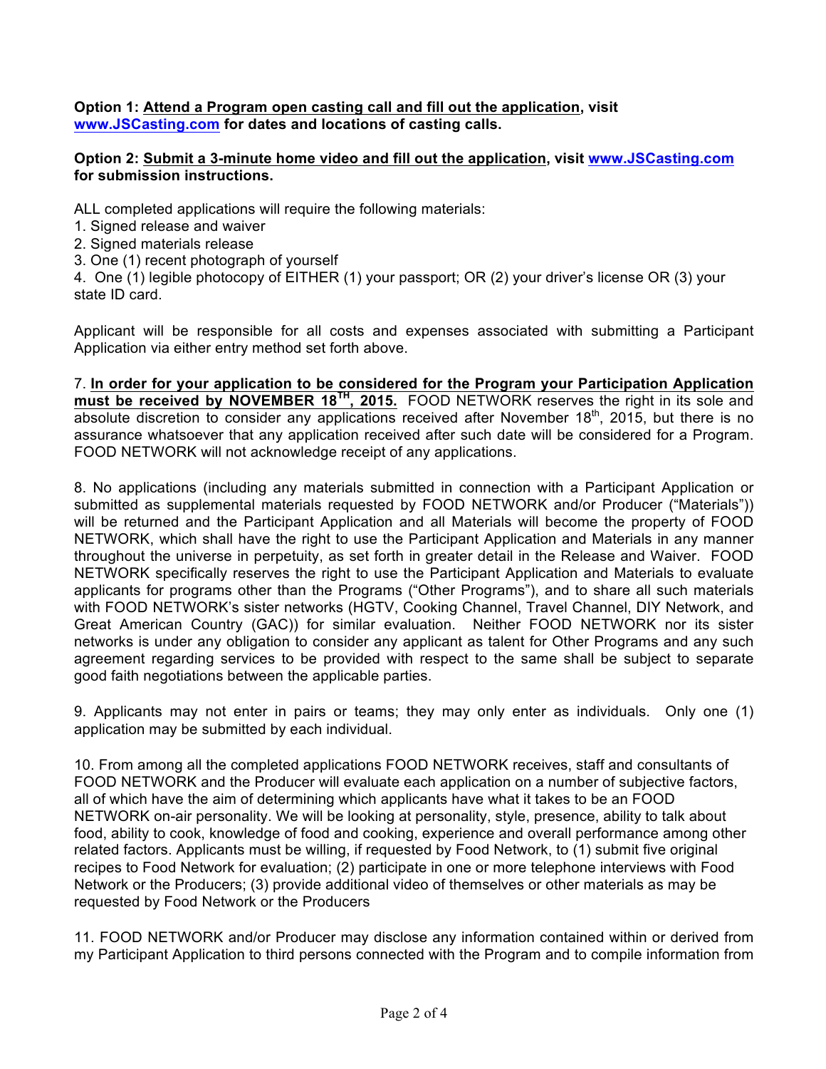**Option 1: Attend a Program open casting call and fill out the application, visit www.JSCasting.com for dates and locations of casting calls.**

**Option 2: Submit a 3-minute home video and fill out the application, visit www.JSCasting.com for submission instructions.**

ALL completed applications will require the following materials:

1. Signed release and waiver
2. Signed materials release
3. One (1) recent photograph of yourself
4. One (1) legible photocopy of EITHER (1) your passport; OR (2) your driver's license OR (3) your state ID card.

Applicant will be responsible for all costs and expenses associated with submitting a Participant Application via either entry method set forth above.

7. **In order for your application to be considered for the Program your Participation Application must be received by NOVEMBER 18TH, 2015.** FOOD NETWORK reserves the right in its sole and absolute discretion to consider any applications received after November 18th, 2015, but there is no assurance whatsoever that any application received after such date will be considered for a Program. FOOD NETWORK will not acknowledge receipt of any applications.

8. No applications (including any materials submitted in connection with a Participant Application or submitted as supplemental materials requested by FOOD NETWORK and/or Producer ("Materials")) will be returned and the Participant Application and all Materials will become the property of FOOD NETWORK, which shall have the right to use the Participant Application and Materials in any manner throughout the universe in perpetuity, as set forth in greater detail in the Release and Waiver. FOOD NETWORK specifically reserves the right to use the Participant Application and Materials to evaluate applicants for programs other than the Programs ("Other Programs"), and to share all such materials with FOOD NETWORK's sister networks (HGTV, Cooking Channel, Travel Channel, DIY Network, and Great American Country (GAC)) for similar evaluation. Neither FOOD NETWORK nor its sister networks is under any obligation to consider any applicant as talent for Other Programs and any such agreement regarding services to be provided with respect to the same shall be subject to separate good faith negotiations between the applicable parties.

9. Applicants may not enter in pairs or teams; they may only enter as individuals. Only one (1) application may be submitted by each individual.

10. From among all the completed applications FOOD NETWORK receives, staff and consultants of FOOD NETWORK and the Producer will evaluate each application on a number of subjective factors, all of which have the aim of determining which applicants have what it takes to be an FOOD NETWORK on-air personality. We will be looking at personality, style, presence, ability to talk about food, ability to cook, knowledge of food and cooking, experience and overall performance among other related factors. Applicants must be willing, if requested by Food Network, to (1) submit five original recipes to Food Network for evaluation; (2) participate in one or more telephone interviews with Food Network or the Producers; (3) provide additional video of themselves or other materials as may be requested by Food Network or the Producers

11. FOOD NETWORK and/or Producer may disclose any information contained within or derived from my Participant Application to third persons connected with the Program and to compile information from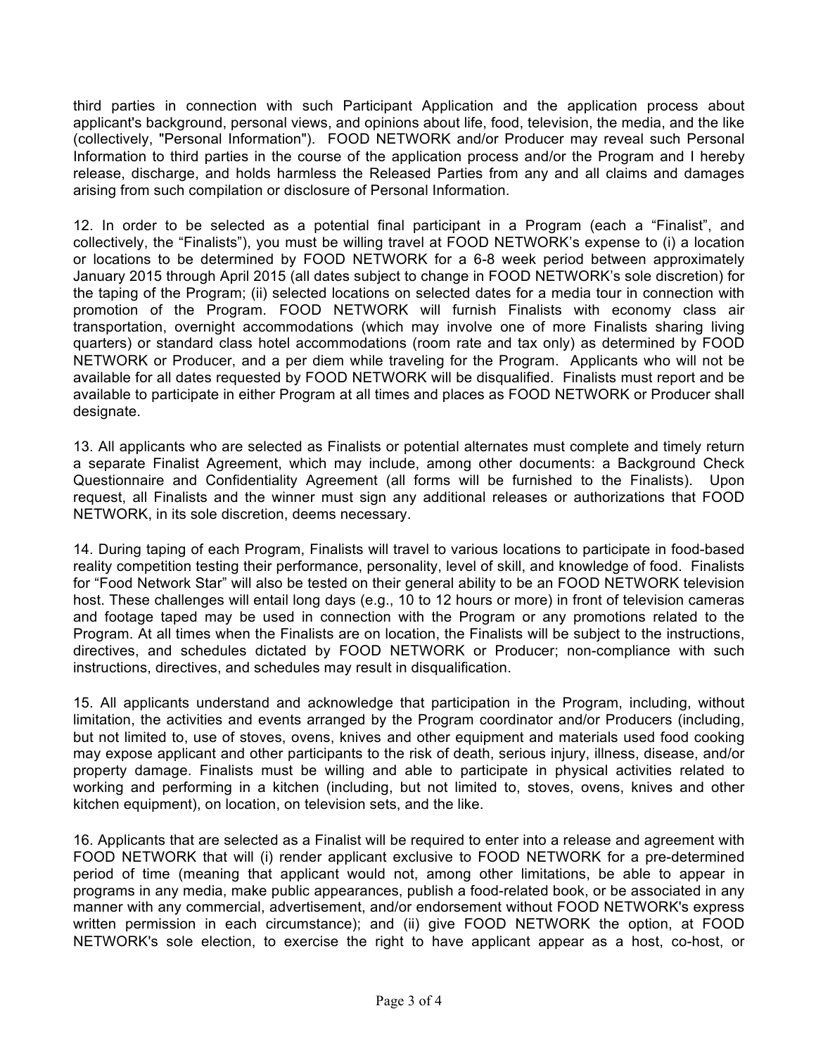third parties in connection with such Participant Application and the application process about applicant's background, personal views, and opinions about life, food, television, the media, and the like (collectively, "Personal Information"). FOOD NETWORK and/or Producer may reveal such Personal Information to third parties in the course of the application process and/or the Program and I hereby release, discharge, and holds harmless the Released Parties from any and all claims and damages arising from such compilation or disclosure of Personal Information.

12. In order to be selected as a potential final participant in a Program (each a "Finalist", and collectively, the "Finalists"), you must be willing travel at FOOD NETWORK's expense to (i) a location or locations to be determined by FOOD NETWORK for a 6-8 week period between approximately January 2015 through April 2015 (all dates subject to change in FOOD NETWORK's sole discretion) for the taping of the Program; (ii) selected locations on selected dates for a media tour in connection with promotion of the Program. FOOD NETWORK will furnish Finalists with economy class air transportation, overnight accommodations (which may involve one of more Finalists sharing living quarters) or standard class hotel accommodations (room rate and tax only) as determined by FOOD NETWORK or Producer, and a per diem while traveling for the Program. Applicants who will not be available for all dates requested by FOOD NETWORK will be disqualified. Finalists must report and be available to participate in either Program at all times and places as FOOD NETWORK or Producer shall designate.

13. All applicants who are selected as Finalists or potential alternates must complete and timely return a separate Finalist Agreement, which may include, among other documents: a Background Check Questionnaire and Confidentiality Agreement (all forms will be furnished to the Finalists). Upon request, all Finalists and the winner must sign any additional releases or authorizations that FOOD NETWORK, in its sole discretion, deems necessary.

14. During taping of each Program, Finalists will travel to various locations to participate in food-based reality competition testing their performance, personality, level of skill, and knowledge of food. Finalists for "Food Network Star" will also be tested on their general ability to be an FOOD NETWORK television host. These challenges will entail long days (e.g., 10 to 12 hours or more) in front of television cameras and footage taped may be used in connection with the Program or any promotions related to the Program. At all times when the Finalists are on location, the Finalists will be subject to the instructions, directives, and schedules dictated by FOOD NETWORK or Producer; non-compliance with such instructions, directives, and schedules may result in disqualification.

15. All applicants understand and acknowledge that participation in the Program, including, without limitation, the activities and events arranged by the Program coordinator and/or Producers (including, but not limited to, use of stoves, ovens, knives and other equipment and materials used food cooking may expose applicant and other participants to the risk of death, serious injury, illness, disease, and/or property damage. Finalists must be willing and able to participate in physical activities related to working and performing in a kitchen (including, but not limited to, stoves, ovens, knives and other kitchen equipment), on location, on television sets, and the like.

16. Applicants that are selected as a Finalist will be required to enter into a release and agreement with FOOD NETWORK that will (i) render applicant exclusive to FOOD NETWORK for a pre-determined period of time (meaning that applicant would not, among other limitations, be able to appear in programs in any media, make public appearances, publish a food-related book, or be associated in any manner with any commercial, advertisement, and/or endorsement without FOOD NETWORK's express written permission in each circumstance); and (ii) give FOOD NETWORK the option, at FOOD NETWORK's sole election, to exercise the right to have applicant appear as a host, co-host, or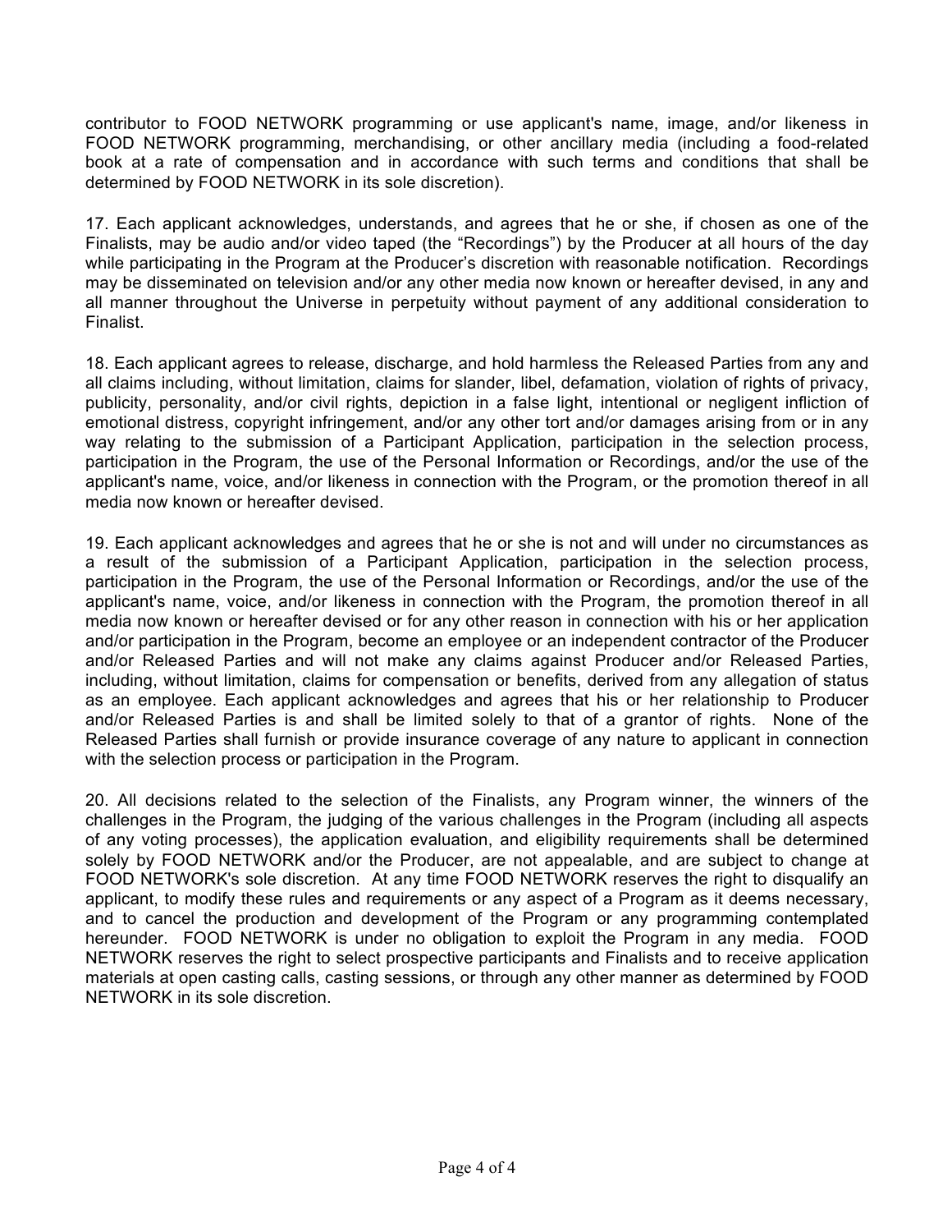contributor to FOOD NETWORK programming or use applicant's name, image, and/or likeness in FOOD NETWORK programming, merchandising, or other ancillary media (including a food-related book at a rate of compensation and in accordance with such terms and conditions that shall be determined by FOOD NETWORK in its sole discretion).

17. Each applicant acknowledges, understands, and agrees that he or she, if chosen as one of the Finalists, may be audio and/or video taped (the "Recordings") by the Producer at all hours of the day while participating in the Program at the Producer's discretion with reasonable notification. Recordings may be disseminated on television and/or any other media now known or hereafter devised, in any and all manner throughout the Universe in perpetuity without payment of any additional consideration to Finalist.

18. Each applicant agrees to release, discharge, and hold harmless the Released Parties from any and all claims including, without limitation, claims for slander, libel, defamation, violation of rights of privacy, publicity, personality, and/or civil rights, depiction in a false light, intentional or negligent infliction of emotional distress, copyright infringement, and/or any other tort and/or damages arising from or in any way relating to the submission of a Participant Application, participation in the selection process, participation in the Program, the use of the Personal Information or Recordings, and/or the use of the applicant's name, voice, and/or likeness in connection with the Program, or the promotion thereof in all media now known or hereafter devised.

19. Each applicant acknowledges and agrees that he or she is not and will under no circumstances as a result of the submission of a Participant Application, participation in the selection process, participation in the Program, the use of the Personal Information or Recordings, and/or the use of the applicant's name, voice, and/or likeness in connection with the Program, the promotion thereof in all media now known or hereafter devised or for any other reason in connection with his or her application and/or participation in the Program, become an employee or an independent contractor of the Producer and/or Released Parties and will not make any claims against Producer and/or Released Parties, including, without limitation, claims for compensation or benefits, derived from any allegation of status as an employee. Each applicant acknowledges and agrees that his or her relationship to Producer and/or Released Parties is and shall be limited solely to that of a grantor of rights. None of the Released Parties shall furnish or provide insurance coverage of any nature to applicant in connection with the selection process or participation in the Program.

20. All decisions related to the selection of the Finalists, any Program winner, the winners of the challenges in the Program, the judging of the various challenges in the Program (including all aspects of any voting processes), the application evaluation, and eligibility requirements shall be determined solely by FOOD NETWORK and/or the Producer, are not appealable, and are subject to change at FOOD NETWORK's sole discretion. At any time FOOD NETWORK reserves the right to disqualify an applicant, to modify these rules and requirements or any aspect of a Program as it deems necessary, and to cancel the production and development of the Program or any programming contemplated hereunder. FOOD NETWORK is under no obligation to exploit the Program in any media. FOOD NETWORK reserves the right to select prospective participants and Finalists and to receive application materials at open casting calls, casting sessions, or through any other manner as determined by FOOD NETWORK in its sole discretion.